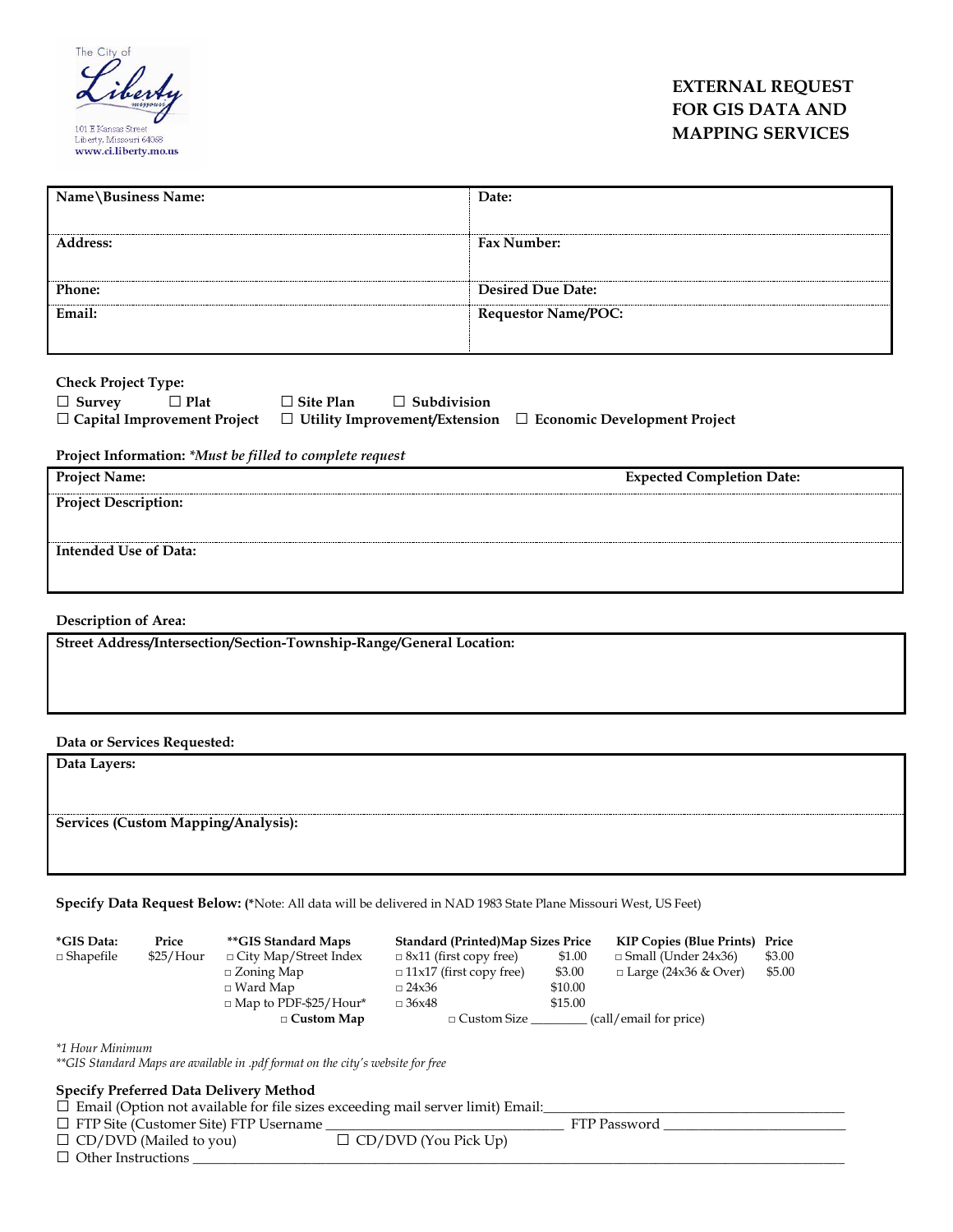The City of Liberty Missouri
101 E Kansas Street
Liberty, Missouri 64068
www.ci.liberty.mo.us

# EXTERNAL REQUEST FOR GIS DATA AND MAPPING SERVICES

| | |
|---|---|
| **Name\Business Name:** | **Date:** |
| **Address:** | **Fax Number:** |
| **Phone:** | **Desired Due Date:** |
| **Email:** | **Requestor Name/POC:** |

**Check Project Type:**

☐ **Survey** ☐ **Plat** ☐ **Site Plan** ☐ **Subdivision**
☐ **Capital Improvement Project** ☐ **Utility Improvement/Extension** ☐ **Economic Development Project**

**Project Information:** *\*Must be filled to complete request*

| | |
|---|---|
| **Project Name:** | **Expected Completion Date:** |
| **Project Description:** | |
| **Intended Use of Data:** | |

**Description of Area:**

| |
|---|
| **Street Address/Intersection/Section-Township-Range/General Location:** |

**Data or Services Requested:**

| |
|---|
| **Data Layers:** |
| **Services (Custom Mapping/Analysis):** |

**Specify Data Request Below: (\***Note: All data will be delivered in NAD 1983 State Plane Missouri West, US Feet)

| *GIS Data: | Price | **GIS Standard Maps | Standard (Printed)Map Sizes | Price | KIP Copies (Blue Prints) | Price |
|---|---|---|---|---|---|---|
| □ Shapefile | $25/Hour | □ City Map/Street Index | □ 8x11 (first copy free) | $1.00 | □ Small (Under 24x36) | $3.00 |
| | | □ Zoning Map | □ 11x17 (first copy free) | $3.00 | □ Large (24x36 & Over) | $5.00 |
| | | □ Ward Map | □ 24x36 | $10.00 | | |
| | | □ Map to PDF-$25/Hour* | □ 36x48 | $15.00 | | |
| | | □ **Custom Map** | □ Custom Size ________ (call/email for price) | | | |

*\*1 Hour Minimum*
*\*\*GIS Standard Maps are available in .pdf format on the city's website for free*

**Specify Preferred Data Delivery Method**

☐ Email (Option not available for file sizes exceeding mail server limit) Email:_______________________________________
☐ FTP Site (Customer Site) FTP Username ________________________________ FTP Password ________________________
☐ CD/DVD (Mailed to you) ☐ CD/DVD (You Pick Up)
☐ Other Instructions ________________________________________________________________________________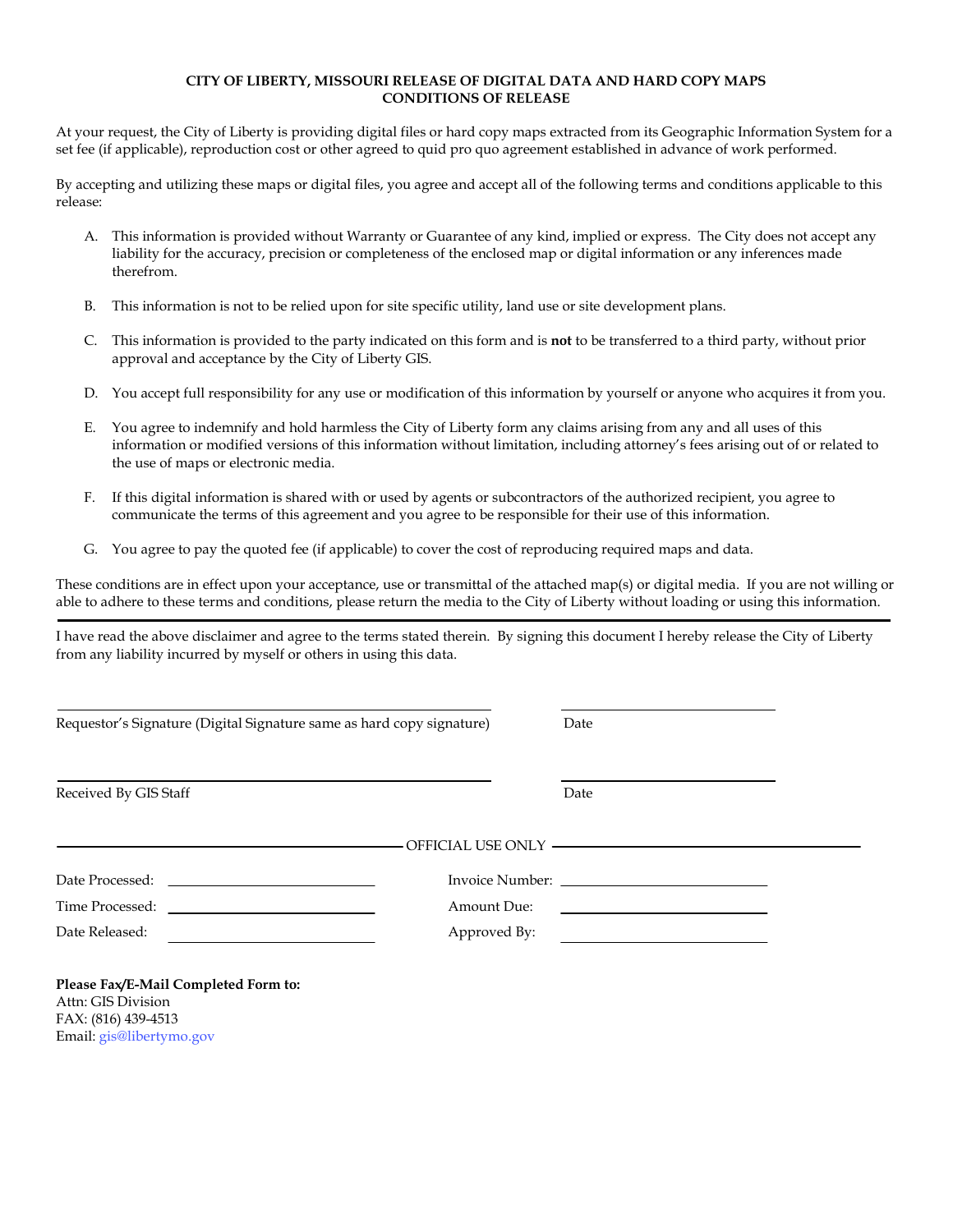# CITY OF LIBERTY, MISSOURI RELEASE OF DIGITAL DATA AND HARD COPY MAPS
## CONDITIONS OF RELEASE

At your request, the City of Liberty is providing digital files or hard copy maps extracted from its Geographic Information System for a set fee (if applicable), reproduction cost or other agreed to quid pro quo agreement established in advance of work performed.

By accepting and utilizing these maps or digital files, you agree and accept all of the following terms and conditions applicable to this release:

A. This information is provided without Warranty or Guarantee of any kind, implied or express. The City does not accept any liability for the accuracy, precision or completeness of the enclosed map or digital information or any inferences made therefrom.

B. This information is not to be relied upon for site specific utility, land use or site development plans.

C. This information is provided to the party indicated on this form and is **not** to be transferred to a third party, without prior approval and acceptance by the City of Liberty GIS.

D. You accept full responsibility for any use or modification of this information by yourself or anyone who acquires it from you.

E. You agree to indemnify and hold harmless the City of Liberty form any claims arising from any and all uses of this information or modified versions of this information without limitation, including attorney's fees arising out of or related to the use of maps or electronic media.

F. If this digital information is shared with or used by agents or subcontractors of the authorized recipient, you agree to communicate the terms of this agreement and you agree to be responsible for their use of this information.

G. You agree to pay the quoted fee (if applicable) to cover the cost of reproducing required maps and data.

These conditions are in effect upon your acceptance, use or transmittal of the attached map(s) or digital media. If you are not willing or able to adhere to these terms and conditions, please return the media to the City of Liberty without loading or using this information.

---

I have read the above disclaimer and agree to the terms stated therein. By signing this document I hereby release the City of Liberty from any liability incurred by myself or others in using this data.

______________________________ ______________

Requestor's Signature (Digital Signature same as hard copy signature) Date

______________________________ ______________

Received By GIS Staff Date

OFFICIAL USE ONLY

| | | | |
|---|---|---|---|
| Date Processed: | | Invoice Number: | |
| Time Processed: | | Amount Due: | |
| Date Released: | | Approved By: | |

**Please Fax/E-Mail Completed Form to:**
Attn: GIS Division
FAX: (816) 439-4513
Email: gis@libertymo.gov